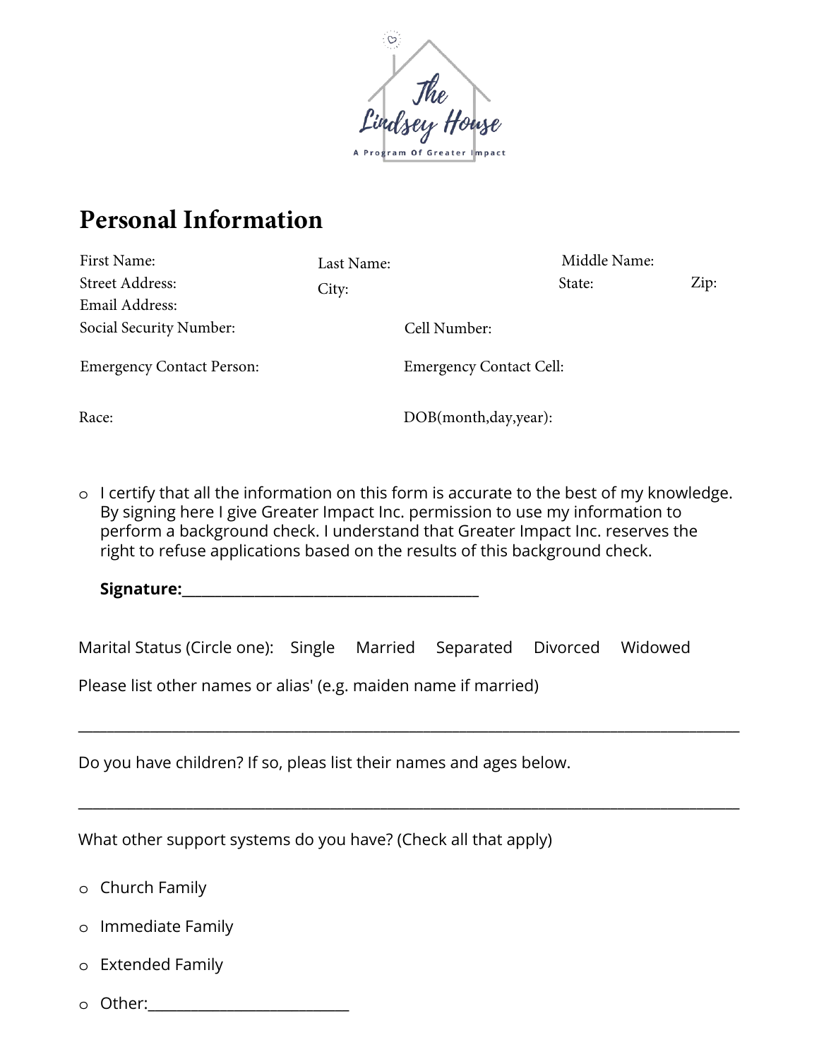The Lindsey House

A Program Of Greater Impact

## Personal Information

First Name: Last Name: Middle Name:

Street Address: City: State: Zip:

Email Address:

Social Security Number: Cell Number:

Emergency Contact Person: Emergency Contact Cell:

Race: DOB(month,day,year):

- o I certify that all the information on this form is accurate to the best of my knowledge. By signing here I give Greater Impact Inc. permission to use my information to perform a background check. I understand that Greater Impact Inc. reserves the right to refuse applications based on the results of this background check.

  **Signature:**_________________________________________

Marital Status (Circle one): Single Married Separated Divorced Widowed

Please list other names or alias' (e.g. maiden name if married)

_____________________________________________________________________________________________

Do you have children? If so, pleas list their names and ages below.

_____________________________________________________________________________________________

What other support systems do you have? (Check all that apply)

- o Church Family
- o Immediate Family
- o Extended Family
- o Other:___________________________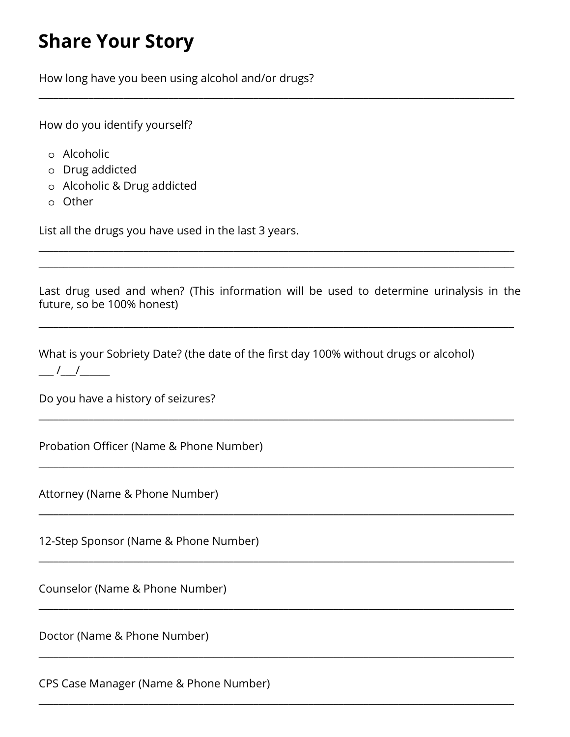# Share Your Story

How long have you been using alcohol and/or drugs?

______________________________________________________________________________

How do you identify yourself?

- Alcoholic
- Drug addicted
- Alcoholic & Drug addicted
- Other

List all the drugs you have used in the last 3 years.

______________________________________________________________________________

______________________________________________________________________________

Last drug used and when? (This information will be used to determine urinalysis in the future, so be 100% honest)

______________________________________________________________________________

What is your Sobriety Date? (the date of the first day 100% without drugs or alcohol)

___ /___/______

Do you have a history of seizures?

______________________________________________________________________________

Probation Officer (Name & Phone Number)

______________________________________________________________________________

Attorney (Name & Phone Number)

______________________________________________________________________________

12-Step Sponsor (Name & Phone Number)

______________________________________________________________________________

Counselor (Name & Phone Number)

______________________________________________________________________________

Doctor (Name & Phone Number)

______________________________________________________________________________

CPS Case Manager (Name & Phone Number)

______________________________________________________________________________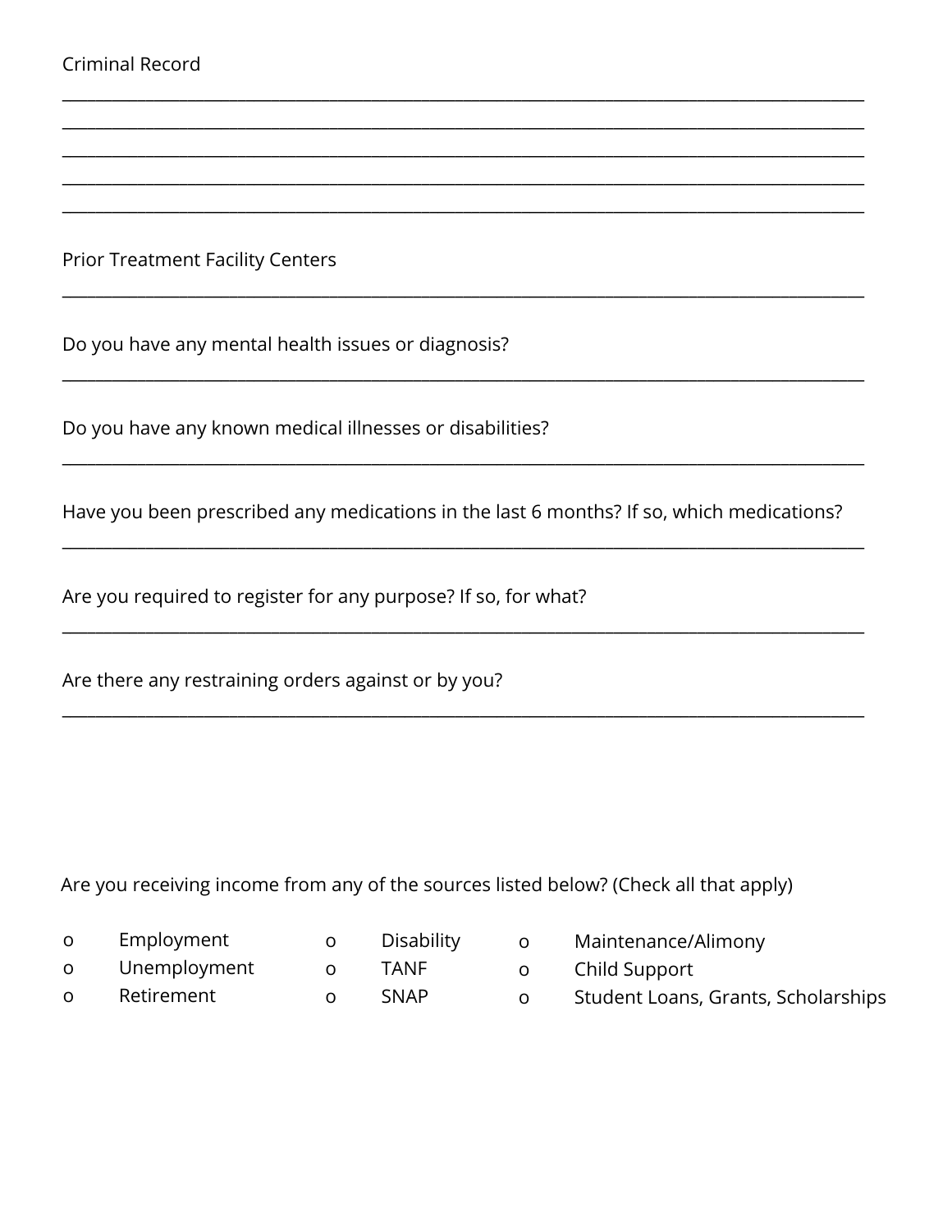Criminal Record

______________________________________________________________________________________

______________________________________________________________________________________

______________________________________________________________________________________

______________________________________________________________________________________

______________________________________________________________________________________

Prior Treatment Facility Centers

______________________________________________________________________________________

Do you have any mental health issues or diagnosis?

______________________________________________________________________________________

Do you have any known medical illnesses or disabilities?

______________________________________________________________________________________

Have you been prescribed any medications in the last 6 months? If so, which medications?

______________________________________________________________________________________

Are you required to register for any purpose? If so, for what?

______________________________________________________________________________________

Are there any restraining orders against or by you?

______________________________________________________________________________________

Are you receiving income from any of the sources listed below? (Check all that apply)

- o Employment
- o Unemployment
- o Retirement
- o Disability
- o TANF
- o SNAP
- o Maintenance/Alimony
- o Child Support
- o Student Loans, Grants, Scholarships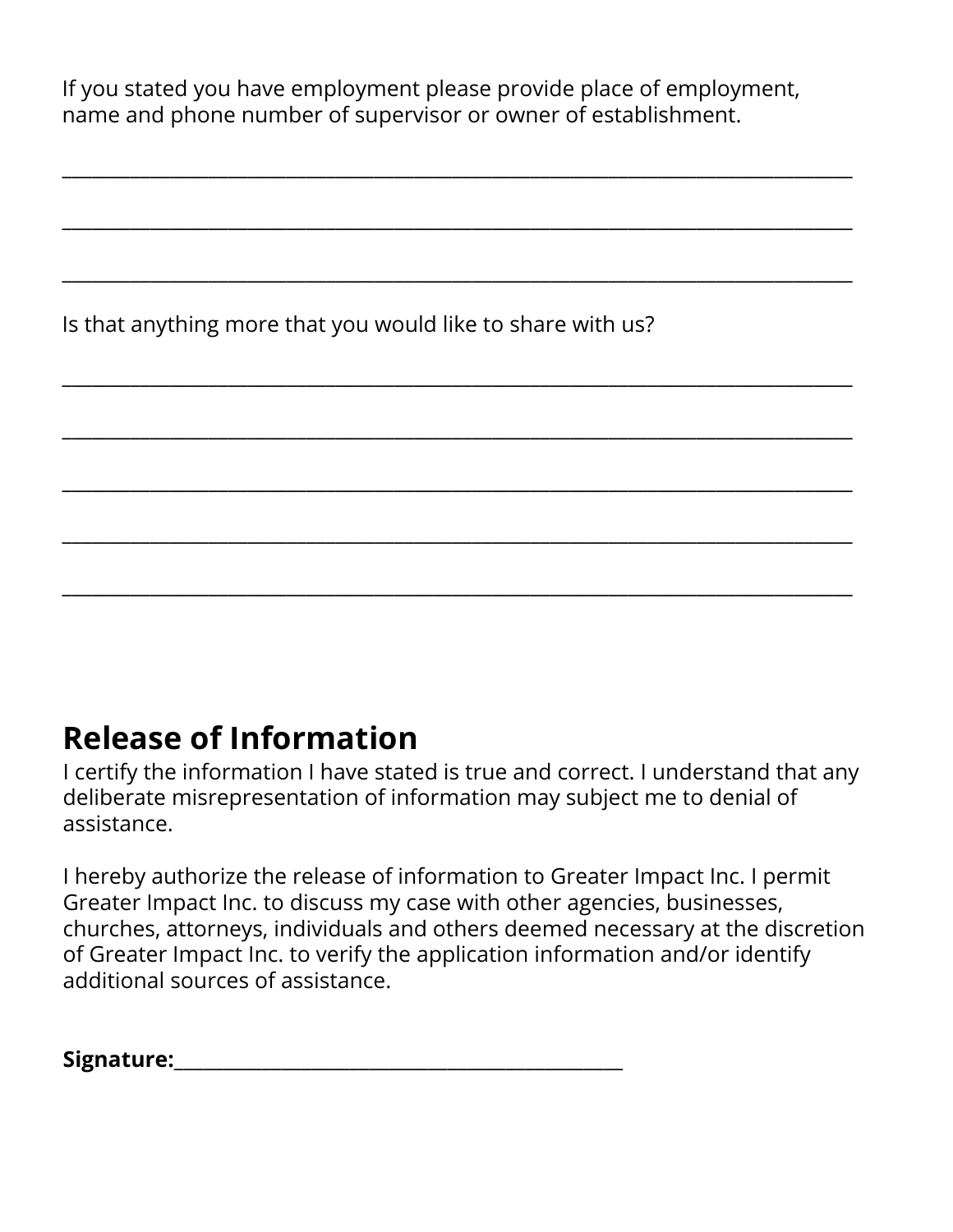If you stated you have employment please provide place of employment, name and phone number of supervisor or owner of establishment.

___________________________________________________________________________

___________________________________________________________________________

___________________________________________________________________________

Is that anything more that you would like to share with us?

___________________________________________________________________________

___________________________________________________________________________

___________________________________________________________________________

___________________________________________________________________________

___________________________________________________________________________

## Release of Information

I certify the information I have stated is true and correct. I understand that any deliberate misrepresentation of information may subject me to denial of assistance.

I hereby authorize the release of information to Greater Impact Inc. I permit Greater Impact Inc. to discuss my case with other agencies, businesses, churches, attorneys, individuals and others deemed necessary at the discretion of Greater Impact Inc. to verify the application information and/or identify additional sources of assistance.

**Signature:**_____________________________________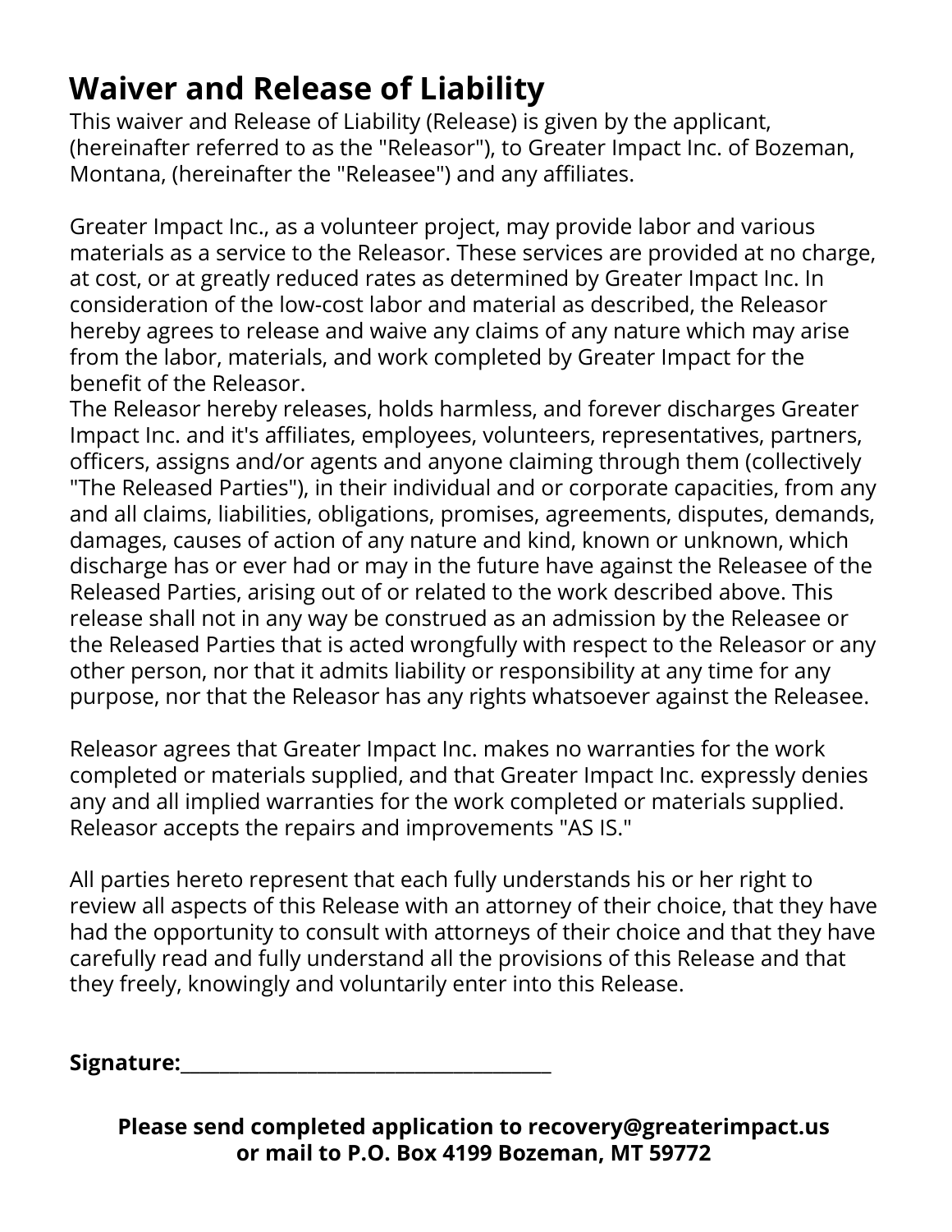# Waiver and Release of Liability

This waiver and Release of Liability (Release) is given by the applicant, (hereinafter referred to as the "Releasor"), to Greater Impact Inc. of Bozeman, Montana, (hereinafter the "Releasee") and any affiliates.

Greater Impact Inc., as a volunteer project, may provide labor and various materials as a service to the Releasor. These services are provided at no charge, at cost, or at greatly reduced rates as determined by Greater Impact Inc. In consideration of the low-cost labor and material as described, the Releasor hereby agrees to release and waive any claims of any nature which may arise from the labor, materials, and work completed by Greater Impact for the benefit of the Releasor.

The Releasor hereby releases, holds harmless, and forever discharges Greater Impact Inc. and it's affiliates, employees, volunteers, representatives, partners, officers, assigns and/or agents and anyone claiming through them (collectively "The Released Parties"), in their individual and or corporate capacities, from any and all claims, liabilities, obligations, promises, agreements, disputes, demands, damages, causes of action of any nature and kind, known or unknown, which discharge has or ever had or may in the future have against the Releasee of the Released Parties, arising out of or related to the work described above. This release shall not in any way be construed as an admission by the Releasee or the Released Parties that is acted wrongfully with respect to the Releasor or any other person, nor that it admits liability or responsibility at any time for any purpose, nor that the Releasor has any rights whatsoever against the Releasee.

Releasor agrees that Greater Impact Inc. makes no warranties for the work completed or materials supplied, and that Greater Impact Inc. expressly denies any and all implied warranties for the work completed or materials supplied. Releasor accepts the repairs and improvements "AS IS."

All parties hereto represent that each fully understands his or her right to review all aspects of this Release with an attorney of their choice, that they have had the opportunity to consult with attorneys of their choice and that they have carefully read and fully understand all the provisions of this Release and that they freely, knowingly and voluntarily enter into this Release.

**Signature:**______________________________________

**Please send completed application to recovery@greaterimpact.us or mail to P.O. Box 4199 Bozeman, MT 59772**